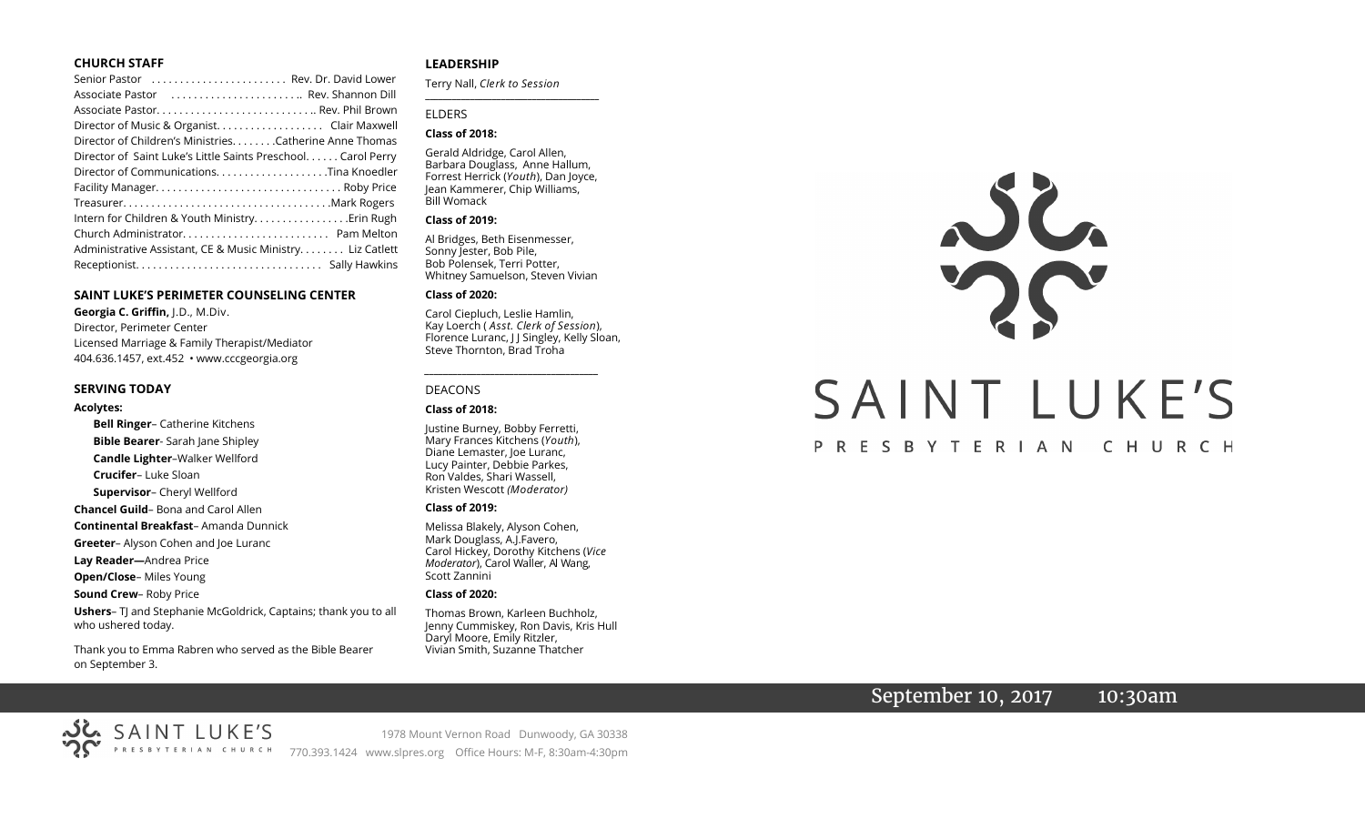## CHURCH STAFF

Senior Pastor . . . . . . . . . . . . . . . . . . . . . . . . Rev. Dr. David Lower
Associate Pastor . . . . . . . . . . . . . . . . . . . . . . .. Rev. Shannon Dill
Associate Pastor. . . . . . . . . . . . . . . . . . . . . . . . . . .. Rev. Phil Brown
Director of Music & Organist. . . . . . . . . . . . . . . . . . Clair Maxwell
Director of Children's Ministries. . . . . . . .Catherine Anne Thomas
Director of Saint Luke's Little Saints Preschool. . . . . . Carol Perry
Director of Communications. . . . . . . . . . . . . . . . . . . .Tina Knoedler
Facility Manager. . . . . . . . . . . . . . . . . . . . . . . . . . . . . . . . Roby Price
Treasurer. . . . . . . . . . . . . . . . . . . . . . . . . . . . . . . . . . . .Mark Rogers
Intern for Children & Youth Ministry. . . . . . . . . . . . . . . . .Erin Rugh
Church Administrator. . . . . . . . . . . . . . . . . . . . . . . . . Pam Melton
Administrative Assistant, CE & Music Ministry. . . . . . . . Liz Catlett
Receptionist. . . . . . . . . . . . . . . . . . . . . . . . . . . . . . . . Sally Hawkins

## SAINT LUKE'S PERIMETER COUNSELING CENTER

**Georgia C. Griffin,** J.D., M.Div.
Director, Perimeter Center
Licensed Marriage & Family Therapist/Mediator
404.636.1457, ext.452 • www.cccgeorgia.org

## SERVING TODAY

**Acolytes:**

**Bell Ringer**– Catherine Kitchens
**Bible Bearer**- Sarah Jane Shipley
**Candle Lighter**–Walker Wellford
**Crucifer**– Luke Sloan
**Supervisor**– Cheryl Wellford

**Chancel Guild**– Bona and Carol Allen
**Continental Breakfast**– Amanda Dunnick
**Greeter**– Alyson Cohen and Joe Luranc
**Lay Reader—**Andrea Price
**Open/Close**– Miles Young
**Sound Crew**– Roby Price
**Ushers**– TJ and Stephanie McGoldrick, Captains; thank you to all who ushered today.

Thank you to Emma Rabren who served as the Bible Bearer on September 3.

## LEADERSHIP

Terry Nall, *Clerk to Session*

### ELDERS

**Class of 2018:**

Gerald Aldridge, Carol Allen, Barbara Douglass, Anne Hallum, Forrest Herrick (*Youth*), Dan Joyce, Jean Kammerer, Chip Williams, Bill Womack

**Class of 2019:**

Al Bridges, Beth Eisenmesser, Sonny Jester, Bob Pile, Bob Polensek, Terri Potter, Whitney Samuelson, Steven Vivian

**Class of 2020:**

Carol Ciepluch, Leslie Hamlin, Kay Loerch ( *Asst. Clerk of Session*), Florence Luranc, J J Singley, Kelly Sloan, Steve Thornton, Brad Troha

### DEACONS

**Class of 2018:**

Justine Burney, Bobby Ferretti, Mary Frances Kitchens (*Youth*), Diane Lemaster, Joe Luranc, Lucy Painter, Debbie Parkes, Ron Valdes, Shari Wassell, Kristen Wescott *(Moderator)*

**Class of 2019:**

Melissa Blakely, Alyson Cohen, Mark Douglass, A.J.Favero, Carol Hickey, Dorothy Kitchens (*Vice Moderator*), Carol Waller, Al Wang, Scott Zannini

**Class of 2020:**

Thomas Brown, Karleen Buchholz, Jenny Cummiskey, Ron Davis, Kris Hull Daryl Moore, Emily Ritzler, Vivian Smith, Suzanne Thatcher

# SAINT LUKE'S

PRESBYTERIAN CHURCH

September 10, 2017 10:30am

SAINT LUKE'S PRESBYTERIAN CHURCH

1978 Mount Vernon Road Dunwoody, GA 30338
770.393.1424 www.slpres.org Office Hours: M-F, 8:30am-4:30pm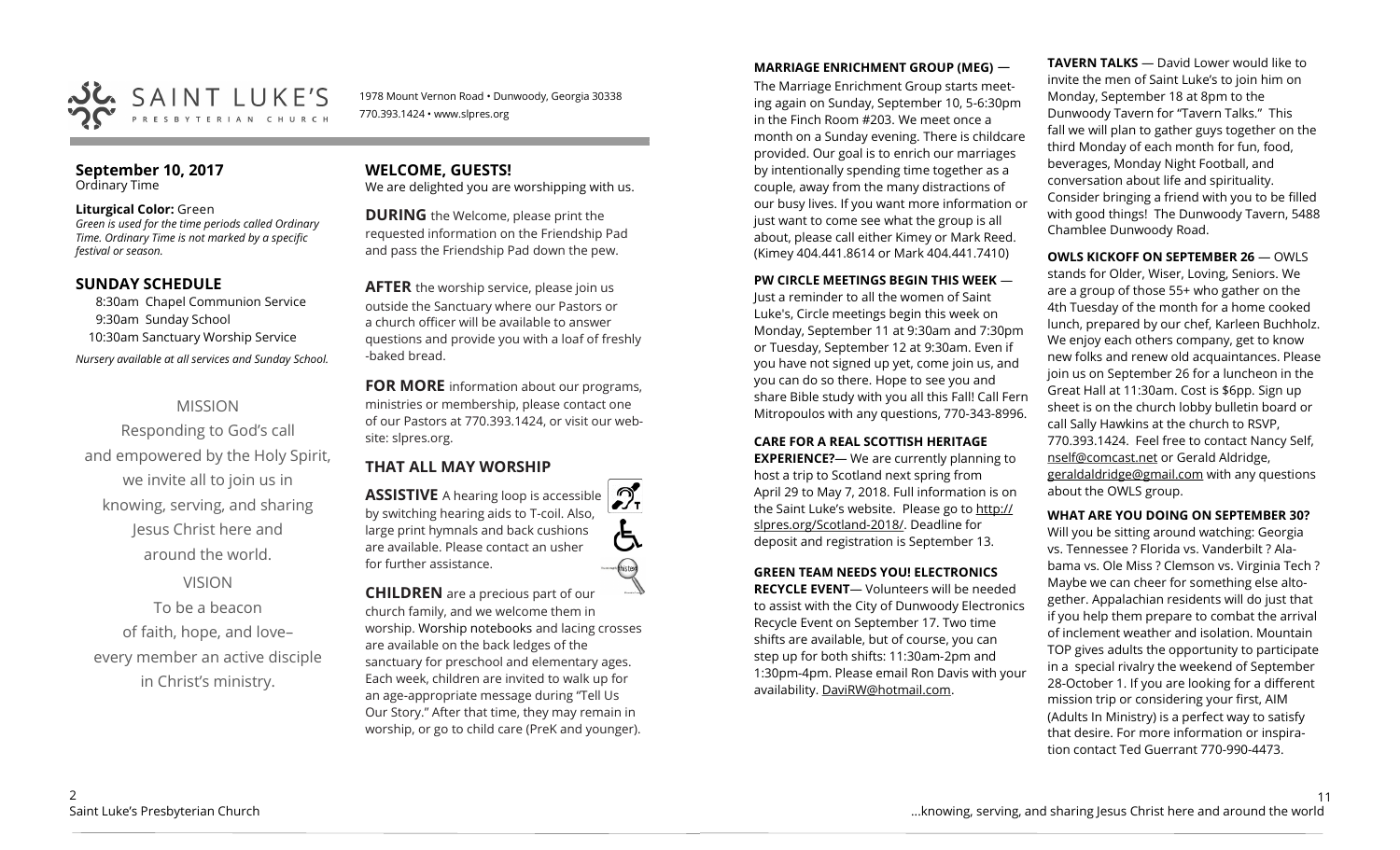SAINT LUKE'S PRESBYTERIAN CHURCH

1978 Mount Vernon Road • Dunwoody, Georgia 30338
770.393.1424 • www.slpres.org

## September 10, 2017
Ordinary Time

**Liturgical Color:** Green
*Green is used for the time periods called Ordinary Time. Ordinary Time is not marked by a specific festival or season.*

## SUNDAY SCHEDULE

8:30am Chapel Communion Service
9:30am Sunday School
10:30am Sanctuary Worship Service

*Nursery available at all services and Sunday School.*

MISSION

Responding to God's call and empowered by the Holy Spirit, we invite all to join us in knowing, serving, and sharing Jesus Christ here and around the world.

VISION

To be a beacon of faith, hope, and love– every member an active disciple in Christ's ministry.

## WELCOME, GUESTS!

We are delighted you are worshipping with us.

**DURING** the Welcome, please print the requested information on the Friendship Pad and pass the Friendship Pad down the pew.

**AFTER** the worship service, please join us outside the Sanctuary where our Pastors or a church officer will be available to answer questions and provide you with a loaf of freshly -baked bread.

**FOR MORE** information about our programs, ministries or membership, please contact one of our Pastors at 770.393.1424, or visit our website: slpres.org.

## THAT ALL MAY WORSHIP

**ASSISTIVE** A hearing loop is accessible by switching hearing aids to T-coil. Also, large print hymnals and back cushions are available. Please contact an usher for further assistance.

**CHILDREN** are a precious part of our church family, and we welcome them in worship. Worship notebooks and lacing crosses are available on the back ledges of the sanctuary for preschool and elementary ages. Each week, children are invited to walk up for an age-appropriate message during "Tell Us Our Story." After that time, they may remain in worship, or go to child care (PreK and younger).

**MARRIAGE ENRICHMENT GROUP (MEG)** — The Marriage Enrichment Group starts meeting again on Sunday, September 10, 5-6:30pm in the Finch Room #203. We meet once a month on a Sunday evening. There is childcare provided. Our goal is to enrich our marriages by intentionally spending time together as a couple, away from the many distractions of our busy lives. If you want more information or just want to come see what the group is all about, please call either Kimey or Mark Reed. (Kimey 404.441.8614 or Mark 404.441.7410)

**PW CIRCLE MEETINGS BEGIN THIS WEEK** — Just a reminder to all the women of Saint Luke's, Circle meetings begin this week on Monday, September 11 at 9:30am and 7:30pm or Tuesday, September 12 at 9:30am. Even if you have not signed up yet, come join us, and you can do so there. Hope to see you and share Bible study with you all this Fall! Call Fern Mitropoulos with any questions, 770-343-8996.

**CARE FOR A REAL SCOTTISH HERITAGE EXPERIENCE?**— We are currently planning to host a trip to Scotland next spring from April 29 to May 7, 2018. Full information is on the Saint Luke's website. Please go to http://slpres.org/Scotland-2018/. Deadline for deposit and registration is September 13.

**GREEN TEAM NEEDS YOU! ELECTRONICS RECYCLE EVENT**— Volunteers will be needed to assist with the City of Dunwoody Electronics Recycle Event on September 17. Two time shifts are available, but of course, you can step up for both shifts: 11:30am-2pm and 1:30pm-4pm. Please email Ron Davis with your availability. DaviRW@hotmail.com.

**TAVERN TALKS** — David Lower would like to invite the men of Saint Luke's to join him on Monday, September 18 at 8pm to the Dunwoody Tavern for "Tavern Talks." This fall we will plan to gather guys together on the third Monday of each month for fun, food, beverages, Monday Night Football, and conversation about life and spirituality. Consider bringing a friend with you to be filled with good things! The Dunwoody Tavern, 5488 Chamblee Dunwoody Road.

**OWLS KICKOFF ON SEPTEMBER 26** — OWLS stands for Older, Wiser, Loving, Seniors. We are a group of those 55+ who gather on the 4th Tuesday of the month for a home cooked lunch, prepared by our chef, Karleen Buchholz. We enjoy each others company, get to know new folks and renew old acquaintances. Please join us on September 26 for a luncheon in the Great Hall at 11:30am. Cost is $6pp. Sign up sheet is on the church lobby bulletin board or call Sally Hawkins at the church to RSVP, 770.393.1424. Feel free to contact Nancy Self, nself@comcast.net or Gerald Aldridge, geraldaldridge@gmail.com with any questions about the OWLS group.

**WHAT ARE YOU DOING ON SEPTEMBER 30?** Will you be sitting around watching: Georgia vs. Tennessee ? Florida vs. Vanderbilt ? Alabama vs. Ole Miss ? Clemson vs. Virginia Tech ? Maybe we can cheer for something else altogether. Appalachian residents will do just that if you help them prepare to combat the arrival of inclement weather and isolation. Mountain TOP gives adults the opportunity to participate in a special rivalry the weekend of September 28-October 1. If you are looking for a different mission trip or considering your first, AIM (Adults In Ministry) is a perfect way to satisfy that desire. For more information or inspiration contact Ted Guerrant 770-990-4473.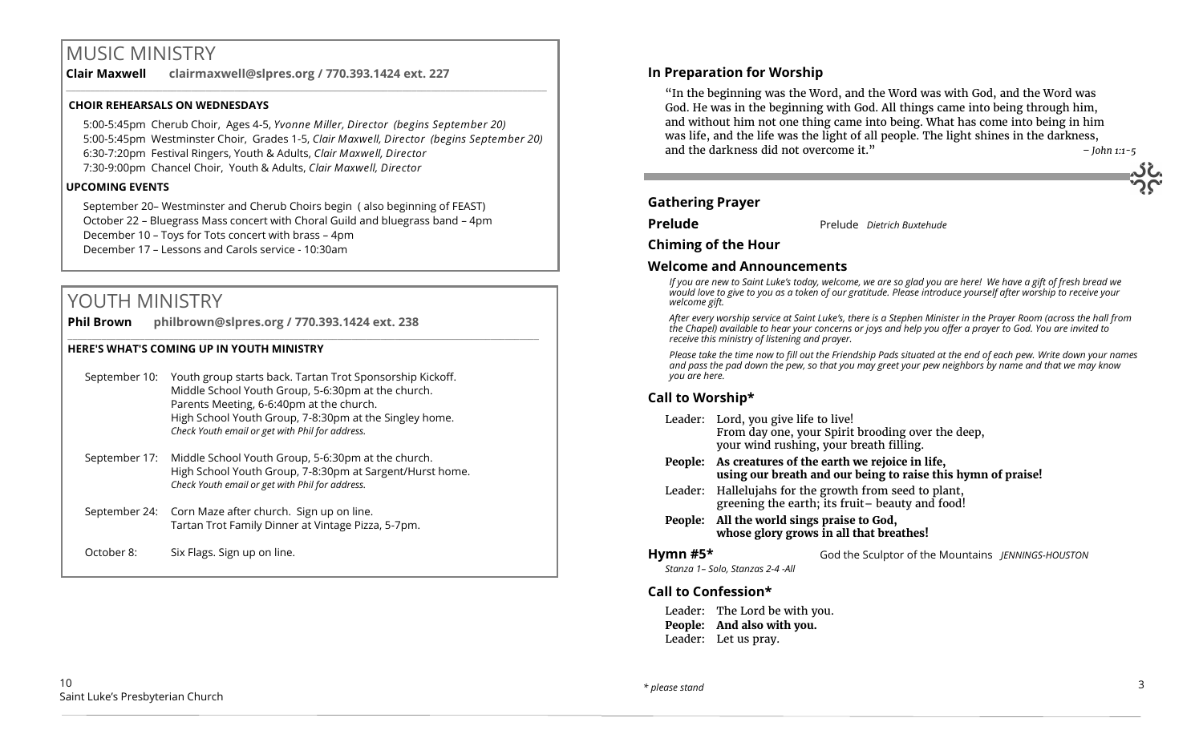# MUSIC MINISTRY

**Clair Maxwell** **clairmaxwell@slpres.org / 770.393.1424 ext. 227**

**CHOIR REHEARSALS ON WEDNESDAYS**

5:00-5:45pm Cherub Choir, Ages 4-5, *Yvonne Miller, Director (begins September 20)*
5:00-5:45pm Westminster Choir, Grades 1-5, *Clair Maxwell, Director (begins September 20)*
6:30-7:20pm Festival Ringers, Youth & Adults, *Clair Maxwell, Director*
7:30-9:00pm Chancel Choir, Youth & Adults, *Clair Maxwell, Director*

**UPCOMING EVENTS**

September 20– Westminster and Cherub Choirs begin ( also beginning of FEAST)
October 22 – Bluegrass Mass concert with Choral Guild and bluegrass band – 4pm
December 10 – Toys for Tots concert with brass – 4pm
December 17 – Lessons and Carols service - 10:30am

# YOUTH MINISTRY

**Phil Brown** **philbrown@slpres.org / 770.393.1424 ext. 238**

**HERE'S WHAT'S COMING UP IN YOUTH MINISTRY**

September 10: Youth group starts back. Tartan Trot Sponsorship Kickoff.
Middle School Youth Group, 5-6:30pm at the church.
Parents Meeting, 6-6:40pm at the church.
High School Youth Group, 7-8:30pm at the Singley home.
*Check Youth email or get with Phil for address.*

September 17: Middle School Youth Group, 5-6:30pm at the church.
High School Youth Group, 7-8:30pm at Sargent/Hurst home.
*Check Youth email or get with Phil for address.*

September 24: Corn Maze after church. Sign up on line.
Tartan Trot Family Dinner at Vintage Pizza, 5-7pm.

October 8: Six Flags. Sign up on line.

## In Preparation for Worship

"In the beginning was the Word, and the Word was with God, and the Word was God. He was in the beginning with God. All things came into being through him, and without him not one thing came into being. What has come into being in him was life, and the life was the light of all people. The light shines in the darkness, and the darkness did not overcome it." *– John 1:1-5*

## Gathering Prayer

**Prelude** Prelude *Dietrich Buxtehude*

## Chiming of the Hour

## Welcome and Announcements

*If you are new to Saint Luke's today, welcome, we are so glad you are here! We have a gift of fresh bread we would love to give to you as a token of our gratitude. Please introduce yourself after worship to receive your welcome gift.*

*After every worship service at Saint Luke's, there is a Stephen Minister in the Prayer Room (across the hall from the Chapel) available to hear your concerns or joys and help you offer a prayer to God. You are invited to receive this ministry of listening and prayer.*

*Please take the time now to fill out the Friendship Pads situated at the end of each pew. Write down your names and pass the pad down the pew, so that you may greet your pew neighbors by name and that we may know you are here.*

## Call to Worship*

Leader: Lord, you give life to live!
From day one, your Spirit brooding over the deep,
your wind rushing, your breath filling.

**People: As creatures of the earth we rejoice in life,
using our breath and our being to raise this hymn of praise!**

Leader: Hallelujahs for the growth from seed to plant,
greening the earth; its fruit– beauty and food!

**People: All the world sings praise to God,
whose glory grows in all that breathes!**

**Hymn #5*** God the Sculptor of the Mountains *JENNINGS-HOUSTON*

*Stanza 1– Solo, Stanzas 2-4 -All*

## Call to Confession*

Leader: The Lord be with you.
**People: And also with you.**
Leader: Let us pray.

*\* please stand*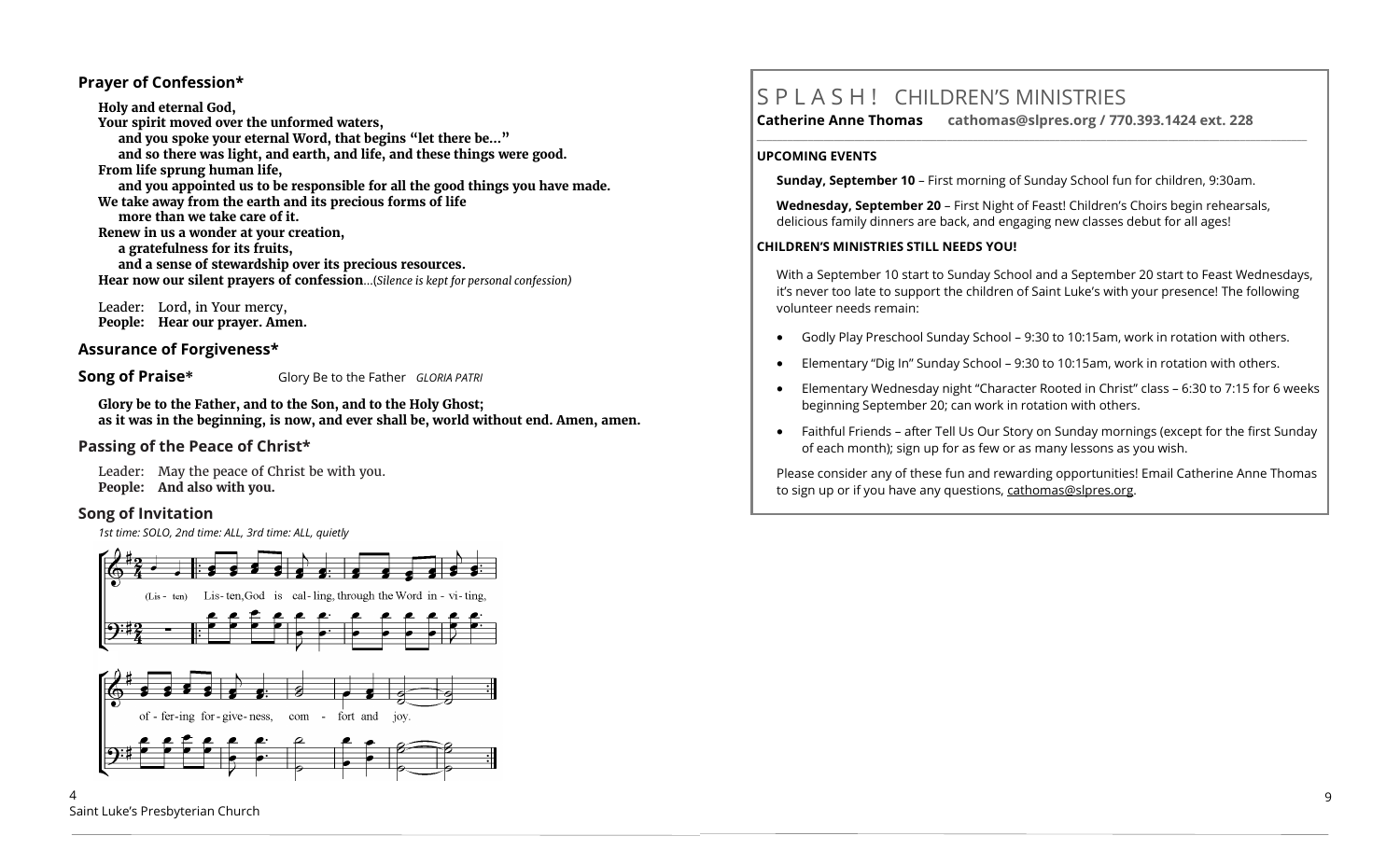## Prayer of Confession*

**Holy and eternal God,**
**Your spirit moved over the unformed waters,**
**and you spoke your eternal Word, that begins "let there be…"**
**and so there was light, and earth, and life, and these things were good.**
**From life sprung human life,**
**and you appointed us to be responsible for all the good things you have made.**
**We take away from the earth and its precious forms of life**
**more than we take care of it.**
**Renew in us a wonder at your creation,**
**a gratefulness for its fruits,**
**and a sense of stewardship over its precious resources.**
**Hear now our silent prayers of confession**…(*Silence is kept for personal confession)*

Leader: Lord, in Your mercy,
**People: Hear our prayer. Amen.**

## Assurance of Forgiveness*

## Song of Praise* Glory Be to the Father *GLORIA PATRI*

**Glory be to the Father, and to the Son, and to the Holy Ghost;**
**as it was in the beginning, is now, and ever shall be, world without end. Amen, amen.**

## Passing of the Peace of Christ*

Leader: May the peace of Christ be with you.
**People: And also with you.**

## Song of Invitation

*1st time: SOLO, 2nd time: ALL, 3rd time: ALL, quietly*

(Lis - ten) Lis - ten, God is cal - ling, through the Word in - vi - ting, of - fer - ing for - give - ness, com - fort and joy.

# S P L A S H ! CHILDREN'S MINISTRIES

**Catherine Anne Thomas cathomas@slpres.org / 770.393.1424 ext. 228**

**UPCOMING EVENTS**

**Sunday, September 10** – First morning of Sunday School fun for children, 9:30am.

**Wednesday, September 20** – First Night of Feast! Children's Choirs begin rehearsals, delicious family dinners are back, and engaging new classes debut for all ages!

**CHILDREN'S MINISTRIES STILL NEEDS YOU!**

With a September 10 start to Sunday School and a September 20 start to Feast Wednesdays, it's never too late to support the children of Saint Luke's with your presence! The following volunteer needs remain:

- Godly Play Preschool Sunday School – 9:30 to 10:15am, work in rotation with others.
- Elementary "Dig In" Sunday School – 9:30 to 10:15am, work in rotation with others.
- Elementary Wednesday night "Character Rooted in Christ" class – 6:30 to 7:15 for 6 weeks beginning September 20; can work in rotation with others.
- Faithful Friends – after Tell Us Our Story on Sunday mornings (except for the first Sunday of each month); sign up for as few or as many lessons as you wish.

Please consider any of these fun and rewarding opportunities! Email Catherine Anne Thomas to sign up or if you have any questions, cathomas@slpres.org.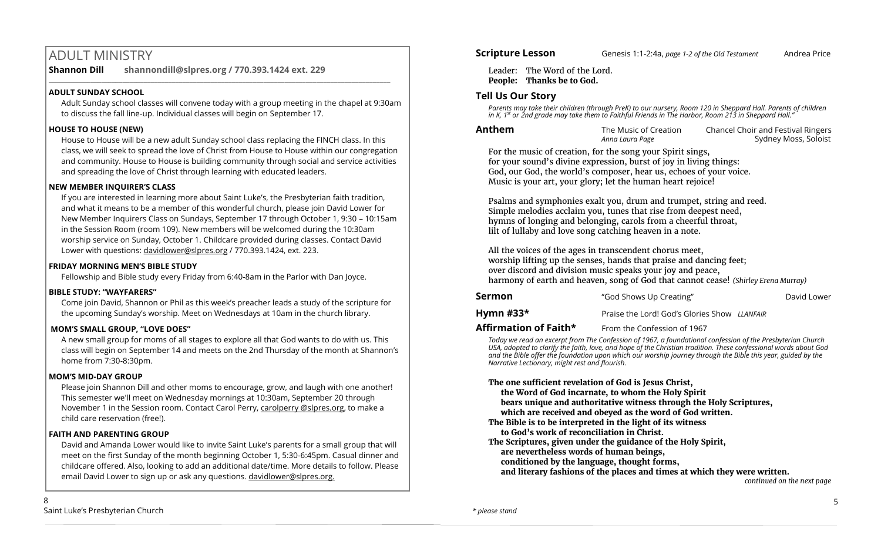# ADULT MINISTRY

**Shannon Dill** **shannondill@slpres.org / 770.393.1424 ext. 229**

### ADULT SUNDAY SCHOOL

Adult Sunday school classes will convene today with a group meeting in the chapel at 9:30am to discuss the fall line-up. Individual classes will begin on September 17.

### HOUSE TO HOUSE (NEW)

House to House will be a new adult Sunday school class replacing the FINCH class. In this class, we will seek to spread the love of Christ from House to House within our congregation and community. House to House is building community through social and service activities and spreading the love of Christ through learning with educated leaders.

### NEW MEMBER INQUIRER'S CLASS

If you are interested in learning more about Saint Luke's, the Presbyterian faith tradition, and what it means to be a member of this wonderful church, please join David Lower for New Member Inquirers Class on Sundays, September 17 through October 1, 9:30 – 10:15am in the Session Room (room 109). New members will be welcomed during the 10:30am worship service on Sunday, October 1. Childcare provided during classes. Contact David Lower with questions: davidlower@slpres.org / 770.393.1424, ext. 223.

### FRIDAY MORNING MEN'S BIBLE STUDY

Fellowship and Bible study every Friday from 6:40-8am in the Parlor with Dan Joyce.

### BIBLE STUDY: "WAYFARERS"

Come join David, Shannon or Phil as this week's preacher leads a study of the scripture for the upcoming Sunday's worship. Meet on Wednesdays at 10am in the church library.

### MOM'S SMALL GROUP, "LOVE DOES"

A new small group for moms of all stages to explore all that God wants to do with us. This class will begin on September 14 and meets on the 2nd Thursday of the month at Shannon's home from 7:30-8:30pm.

### MOM'S MID-DAY GROUP

Please join Shannon Dill and other moms to encourage, grow, and laugh with one another! This semester we'll meet on Wednesday mornings at 10:30am, September 20 through November 1 in the Session room. Contact Carol Perry, carolperry @slpres.org, to make a child care reservation (free!).

### FAITH AND PARENTING GROUP

David and Amanda Lower would like to invite Saint Luke's parents for a small group that will meet on the first Sunday of the month beginning October 1, 5:30-6:45pm. Casual dinner and childcare offered. Also, looking to add an additional date/time. More details to follow. Please email David Lower to sign up or ask any questions. davidlower@slpres.org.

---

**Scripture Lesson** Genesis 1:1-2:4a, *page 1-2 of the Old Testament* Andrea Price

Leader: The Word of the Lord.
**People: Thanks be to God.**

**Tell Us Our Story**

*Parents may take their children (through PreK) to our nursery, Room 120 in Sheppard Hall. Parents of children in K, 1st or 2nd grade may take them to Faithful Friends in The Harbor, Room 213 in Sheppard Hall."*

**Anthem** The Music of Creation, *Anna Laura Page* — Chancel Choir and Festival Ringers, Sydney Moss, Soloist

For the music of creation, for the song your Spirit sings,
for your sound's divine expression, burst of joy in living things:
God, our God, the world's composer, hear us, echoes of your voice.
Music is your art, your glory; let the human heart rejoice!

Psalms and symphonies exalt you, drum and trumpet, string and reed.
Simple melodies acclaim you, tunes that rise from deepest need,
hymns of longing and belonging, carols from a cheerful throat,
lilt of lullaby and love song catching heaven in a note.

All the voices of the ages in transcendent chorus meet,
worship lifting up the senses, hands that praise and dancing feet;
over discord and division music speaks your joy and peace,
harmony of earth and heaven, song of God that cannot cease! *(Shirley Erena Murray)*

**Sermon** "God Shows Up Creating" David Lower

**Hymn #33\*** Praise the Lord! God's Glories Show *LLANFAIR*

**Affirmation of Faith\*** From the Confession of 1967

*Today we read an excerpt from The Confession of 1967, a foundational confession of the Presbyterian Church USA, adopted to clarify the faith, love, and hope of the Christian tradition. These confessional words about God and the Bible offer the foundation upon which our worship journey through the Bible this year, guided by the Narrative Lectionary, might rest and flourish.*

**The one sufficient revelation of God is Jesus Christ,**
**the Word of God incarnate, to whom the Holy Spirit**
**bears unique and authoritative witness through the Holy Scriptures,**
**which are received and obeyed as the word of God written.**
**The Bible is to be interpreted in the light of its witness**
**to God's work of reconciliation in Christ.**
**The Scriptures, given under the guidance of the Holy Spirit,**
**are nevertheless words of human beings,**
**conditioned by the language, thought forms,**
**and literary fashions of the places and times at which they were written.**

*continued on the next page*

*\* please stand*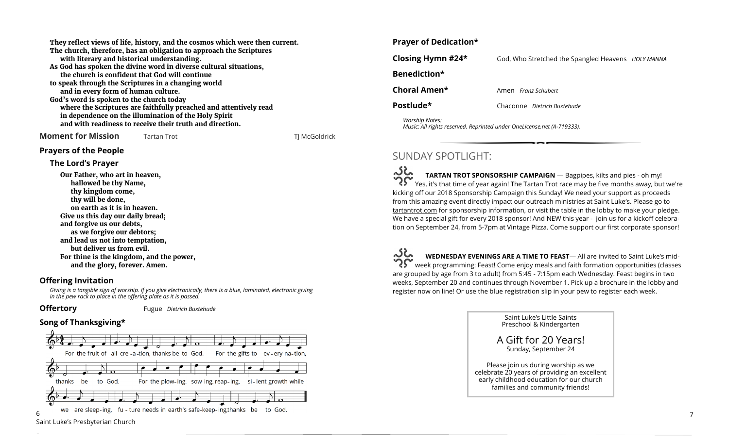**They reflect views of life, history, and the cosmos which were then current.**
**The church, therefore, has an obligation to approach the Scriptures**
**with literary and historical understanding.**
**As God has spoken the divine word in diverse cultural situations,**
**the church is confident that God will continue**
**to speak through the Scriptures in a changing world**
**and in every form of human culture.**
**God's word is spoken to the church today**
**where the Scriptures are faithfully preached and attentively read**
**in dependence on the illumination of the Holy Spirit**
**and with readiness to receive their truth and direction.**

**Moment for Mission** Tartan Trot TJ McGoldrick

**Prayers of the People**

**The Lord's Prayer**

**Our Father, who art in heaven,**
**hallowed be thy Name,**
**thy kingdom come,**
**thy will be done,**
**on earth as it is in heaven.**
**Give us this day our daily bread;**
**and forgive us our debts,**
**as we forgive our debtors;**
**and lead us not into temptation,**
**but deliver us from evil.**
**For thine is the kingdom, and the power,**
**and the glory, forever. Amen.**

**Offering Invitation**

*Giving is a tangible sign of worship. If you give electronically, there is a blue, laminated, electronic giving in the pew rack to place in the offering plate as it is passed.*

**Offertory** Fugue *Dietrich Buxtehude*

**Song of Thanksgiving***

For the fruit of all cre-a-tion, thanks be to God. For the gifts to ev-ery na-tion, thanks be to God. For the plow-ing, sow ing, reap-ing, si-lent growth while we are sleep-ing, fu-ture needs in earth's safe-keep-ing, thanks be to God.

Saint Luke's Presbyterian Church

**Prayer of Dedication***

**Closing Hymn #24*** God, Who Stretched the Spangled Heavens *HOLY MANNA*

**Benediction***

**Choral Amen*** Amen *Franz Schubert*

**Postlude*** Chaconne *Dietrich Buxtehude*

*Worship Notes:*
*Music: All rights reserved. Reprinted under OneLicense.net (A-719333).*

## SUNDAY SPOTLIGHT:

**TARTAN TROT SPONSORSHIP CAMPAIGN** — Bagpipes, kilts and pies - oh my! Yes, it's that time of year again! The Tartan Trot race may be five months away, but we're kicking off our 2018 Sponsorship Campaign this Sunday! We need your support as proceeds from this amazing event directly impact our outreach ministries at Saint Luke's. Please go to tartantrot.com for sponsorship information, or visit the table in the lobby to make your pledge. We have a special gift for every 2018 sponsor! And NEW this year - join us for a kickoff celebration on September 24, from 5-7pm at Vintage Pizza. Come support our first corporate sponsor!

**WEDNESDAY EVENINGS ARE A TIME TO FEAST**— All are invited to Saint Luke's mid-week programming: Feast! Come enjoy meals and faith formation opportunities (classes are grouped by age from 3 to adult) from 5:45 - 7:15pm each Wednesday. Feast begins in two weeks, September 20 and continues through November 1. Pick up a brochure in the lobby and register now on line! Or use the blue registration slip in your pew to register each week.

Saint Luke's Little Saints
Preschool & Kindergarten

A Gift for 20 Years!
Sunday, September 24

Please join us during worship as we celebrate 20 years of providing an excellent early childhood education for our church families and community friends!